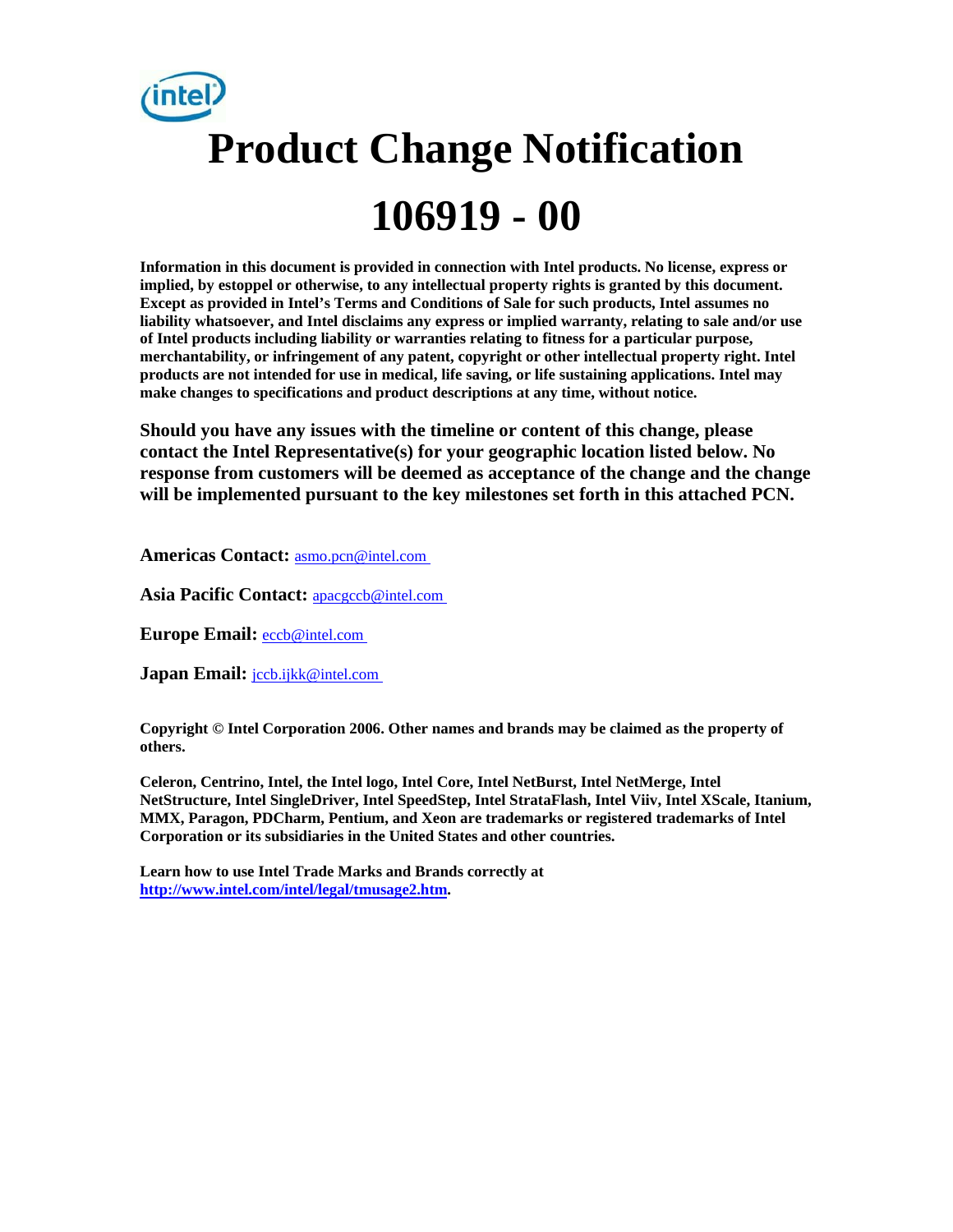# Product Change Notification

# 106919 - 00

**Information in this document is provided in connection with Intel products. No license, express or implied, by estoppel or otherwise, to any intellectual property rights is granted by this document. Except as provided in Intel's Terms and Conditions of Sale for such products, Intel assumes no liability whatsoever, and Intel disclaims any express or implied warranty, relating to sale and/or use of Intel products including liability or warranties relating to fitness for a particular purpose, merchantability, or infringement of any patent, copyright or other intellectual property right. Intel products are not intended for use in medical, life saving, or life sustaining applications. Intel may make changes to specifications and product descriptions at any time, without notice.**

**Should you have any issues with the timeline or content of this change, please contact the Intel Representative(s) for your geographic location listed below. No response from customers will be deemed as acceptance of the change and the change will be implemented pursuant to the key milestones set forth in this attached PCN.**

**Americas Contact:** asmo.pcn@intel.com

**Asia Pacific Contact:** apacgccb@intel.com

**Europe Email:** eccb@intel.com

**Japan Email:** jccb.ijkk@intel.com

**Copyright © Intel Corporation 2006. Other names and brands may be claimed as the property of others.**

**Celeron, Centrino, Intel, the Intel logo, Intel Core, Intel NetBurst, Intel NetMerge, Intel NetStructure, Intel SingleDriver, Intel SpeedStep, Intel StrataFlash, Intel Viiv, Intel XScale, Itanium, MMX, Paragon, PDCharm, Pentium, and Xeon are trademarks or registered trademarks of Intel Corporation or its subsidiaries in the United States and other countries.**

**Learn how to use Intel Trade Marks and Brands correctly at http://www.intel.com/intel/legal/tmusage2.htm.**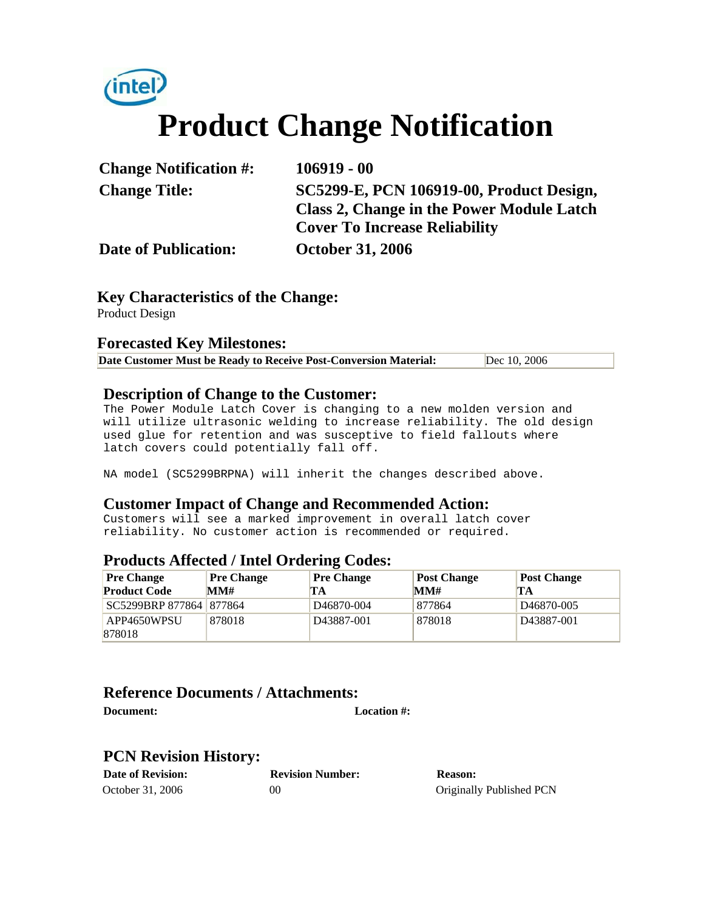intel

# Product Change Notification

| | |
|---|---|
| **Change Notification #:** | **106919 - 00** |
| **Change Title:** | **SC5299-E, PCN 106919-00, Product Design, Class 2, Change in the Power Module Latch Cover To Increase Reliability** |
| **Date of Publication:** | **October 31, 2006** |

## Key Characteristics of the Change:

Product Design

## Forecasted Key Milestones:

| | |
|---|---|
| **Date Customer Must be Ready to Receive Post-Conversion Material:** | Dec 10, 2006 |

## Description of Change to the Customer:

The Power Module Latch Cover is changing to a new molden version and will utilize ultrasonic welding to increase reliability. The old design used glue for retention and was susceptive to field fallouts where latch covers could potentially fall off.

NA model (SC5299BRPNA) will inherit the changes described above.

## Customer Impact of Change and Recommended Action:

Customers will see a marked improvement in overall latch cover reliability. No customer action is recommended or required.

## Products Affected / Intel Ordering Codes:

| Pre Change Product Code | Pre Change MM# | Pre Change TA | Post Change MM# | Post Change TA |
|---|---|---|---|---|
| SC5299BRP 877864 | 877864 | D46870-004 | 877864 | D46870-005 |
| APP4650WPSU 878018 | 878018 | D43887-001 | 878018 | D43887-001 |

## Reference Documents / Attachments:

| **Document:** | **Location #:** |
|---|---|

## PCN Revision History:

| **Date of Revision:** | **Revision Number:** | **Reason:** |
|---|---|---|
| October 31, 2006 | 00 | Originally Published PCN |